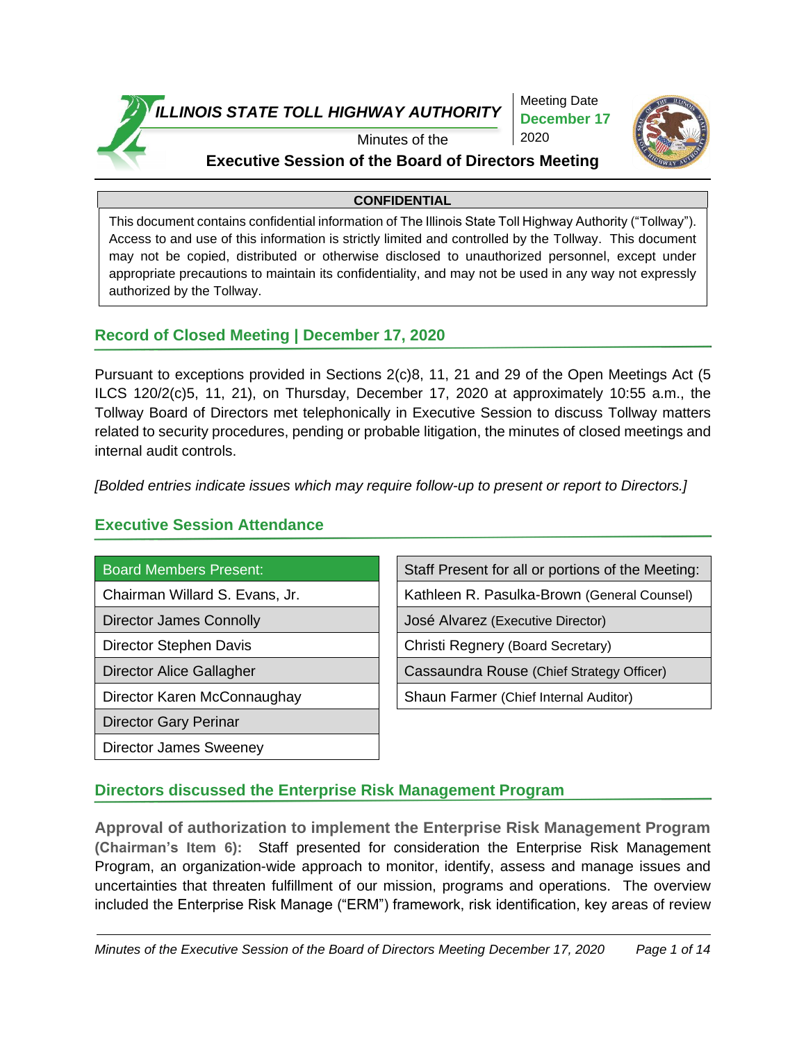# ILLINOIS STATE TOLL HIGHWAY AUTHORITY

Minutes of the

**Executive Session of the Board of Directors Meeting**

Meeting Date **December 17** 2020

| CONFIDENTIAL |
|---|
| This document contains confidential information of The Illinois State Toll Highway Authority ("Tollway"). Access to and use of this information is strictly limited and controlled by the Tollway. This document may not be copied, distributed or otherwise disclosed to unauthorized personnel, except under appropriate precautions to maintain its confidentiality, and may not be used in any way not expressly authorized by the Tollway. |

## Record of Closed Meeting | December 17, 2020

Pursuant to exceptions provided in Sections 2(c)8, 11, 21 and 29 of the Open Meetings Act (5 ILCS 120/2(c)5, 11, 21), on Thursday, December 17, 2020 at approximately 10:55 a.m., the Tollway Board of Directors met telephonically in Executive Session to discuss Tollway matters related to security procedures, pending or probable litigation, the minutes of closed meetings and internal audit controls.

*[Bolded entries indicate issues which may require follow-up to present or report to Directors.]*

## Executive Session Attendance

| Board Members Present: |
|---|
| Chairman Willard S. Evans, Jr. |
| Director James Connolly |
| Director Stephen Davis |
| Director Alice Gallagher |
| Director Karen McConnaughay |
| Director Gary Perinar |
| Director James Sweeney |

| Staff Present for all or portions of the Meeting: |
|---|
| Kathleen R. Pasulka-Brown (General Counsel) |
| José Alvarez (Executive Director) |
| Christi Regnery (Board Secretary) |
| Cassaundra Rouse (Chief Strategy Officer) |
| Shaun Farmer (Chief Internal Auditor) |

## Directors discussed the Enterprise Risk Management Program

**Approval of authorization to implement the Enterprise Risk Management Program (Chairman's Item 6):** Staff presented for consideration the Enterprise Risk Management Program, an organization-wide approach to monitor, identify, assess and manage issues and uncertainties that threaten fulfillment of our mission, programs and operations. The overview included the Enterprise Risk Manage ("ERM") framework, risk identification, key areas of review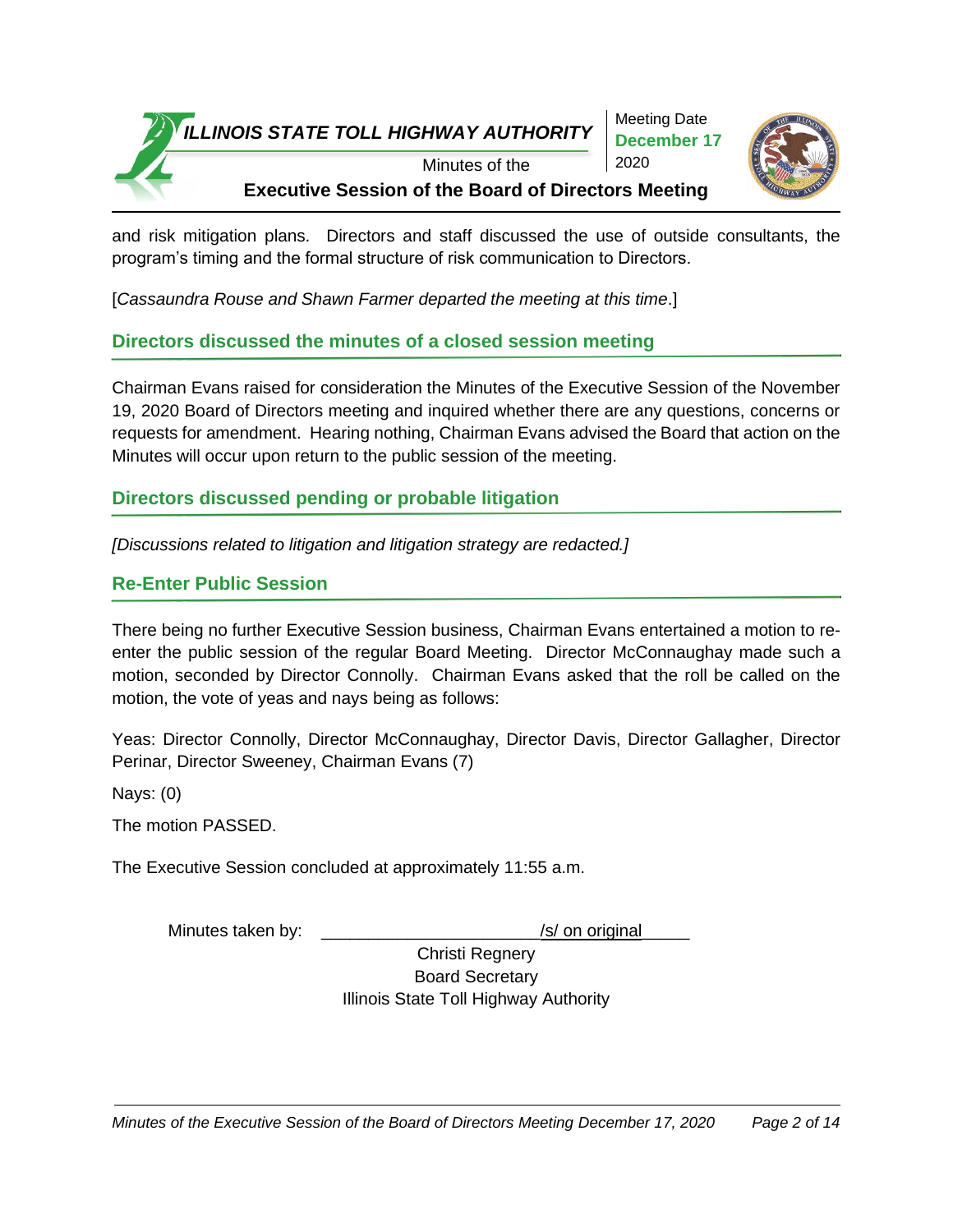and risk mitigation plans. Directors and staff discussed the use of outside consultants, the program's timing and the formal structure of risk communication to Directors.

[*Cassaundra Rouse and Shawn Farmer departed the meeting at this time*.]

## Directors discussed the minutes of a closed session meeting

Chairman Evans raised for consideration the Minutes of the Executive Session of the November 19, 2020 Board of Directors meeting and inquired whether there are any questions, concerns or requests for amendment. Hearing nothing, Chairman Evans advised the Board that action on the Minutes will occur upon return to the public session of the meeting.

## Directors discussed pending or probable litigation

*[Discussions related to litigation and litigation strategy are redacted.]*

## Re-Enter Public Session

There being no further Executive Session business, Chairman Evans entertained a motion to re-enter the public session of the regular Board Meeting. Director McConnaughay made such a motion, seconded by Director Connolly. Chairman Evans asked that the roll be called on the motion, the vote of yeas and nays being as follows:

Yeas: Director Connolly, Director McConnaughay, Director Davis, Director Gallagher, Director Perinar, Director Sweeney, Chairman Evans (7)

Nays: (0)

The motion PASSED.

The Executive Session concluded at approximately 11:55 a.m.

Minutes taken by: ______________________/s/ on original_____

Christi Regnery
Board Secretary
Illinois State Toll Highway Authority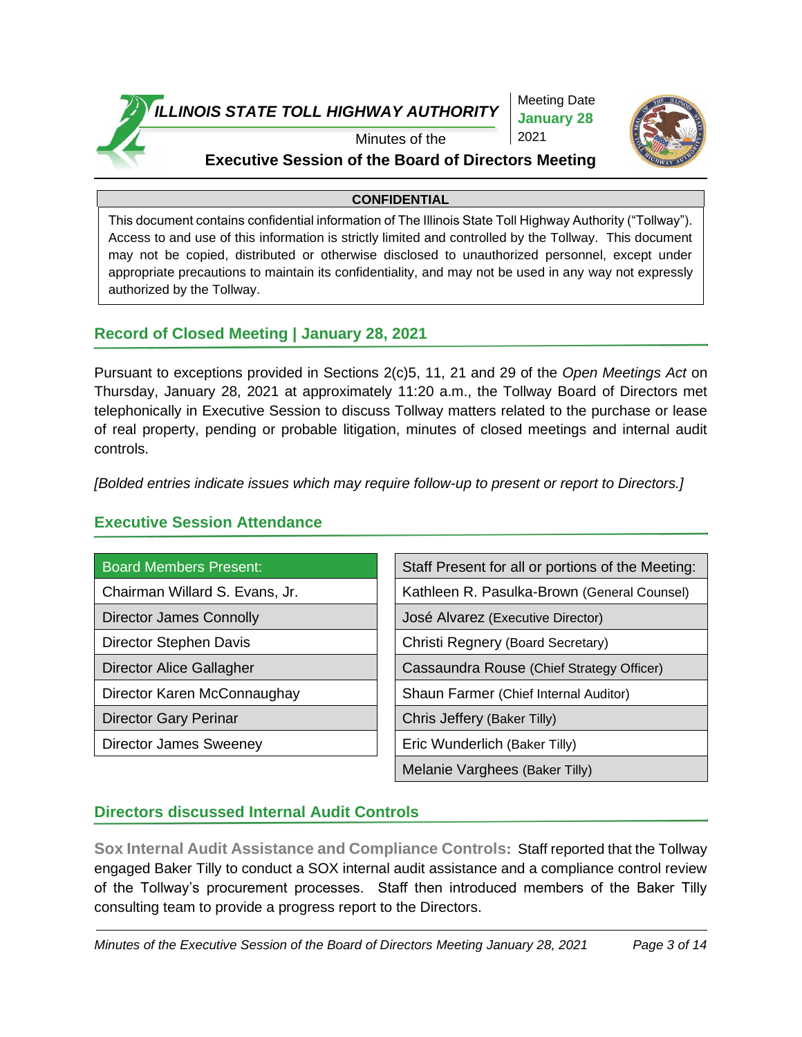# ILLINOIS STATE TOLL HIGHWAY AUTHORITY

Minutes of the

**Executive Session of the Board of Directors Meeting**

Meeting Date **January 28** 2021

| CONFIDENTIAL |
|---|
| This document contains confidential information of The Illinois State Toll Highway Authority ("Tollway"). Access to and use of this information is strictly limited and controlled by the Tollway. This document may not be copied, distributed or otherwise disclosed to unauthorized personnel, except under appropriate precautions to maintain its confidentiality, and may not be used in any way not expressly authorized by the Tollway. |

## Record of Closed Meeting | January 28, 2021

Pursuant to exceptions provided in Sections 2(c)5, 11, 21 and 29 of the *Open Meetings Act* on Thursday, January 28, 2021 at approximately 11:20 a.m., the Tollway Board of Directors met telephonically in Executive Session to discuss Tollway matters related to the purchase or lease of real property, pending or probable litigation, minutes of closed meetings and internal audit controls.

*[Bolded entries indicate issues which may require follow-up to present or report to Directors.]*

## Executive Session Attendance

| Board Members Present: |
|---|
| Chairman Willard S. Evans, Jr. |
| Director James Connolly |
| Director Stephen Davis |
| Director Alice Gallagher |
| Director Karen McConnaughay |
| Director Gary Perinar |
| Director James Sweeney |

| Staff Present for all or portions of the Meeting: |
|---|
| Kathleen R. Pasulka-Brown (General Counsel) |
| José Alvarez (Executive Director) |
| Christi Regnery (Board Secretary) |
| Cassaundra Rouse (Chief Strategy Officer) |
| Shaun Farmer (Chief Internal Auditor) |
| Chris Jeffery (Baker Tilly) |
| Eric Wunderlich (Baker Tilly) |
| Melanie Varghees (Baker Tilly) |

## Directors discussed Internal Audit Controls

**Sox Internal Audit Assistance and Compliance Controls:** Staff reported that the Tollway engaged Baker Tilly to conduct a SOX internal audit assistance and a compliance control review of the Tollway's procurement processes. Staff then introduced members of the Baker Tilly consulting team to provide a progress report to the Directors.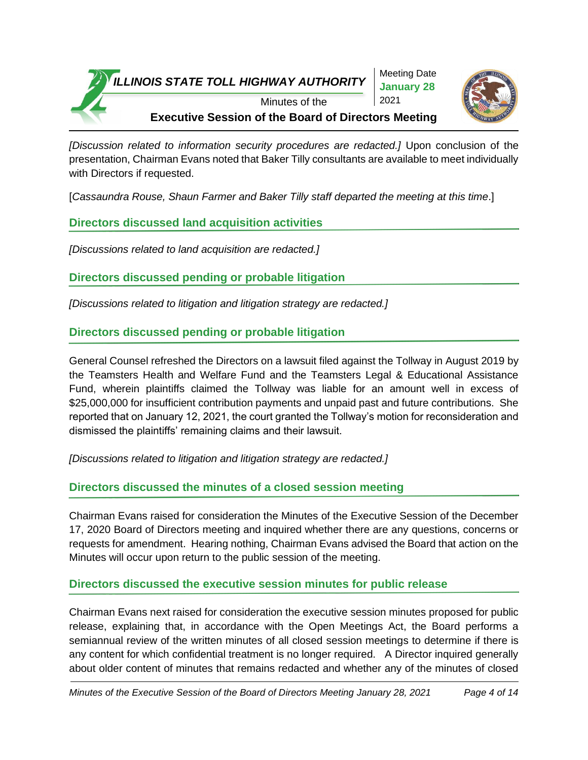*[Discussion related to information security procedures are redacted.]* Upon conclusion of the presentation, Chairman Evans noted that Baker Tilly consultants are available to meet individually with Directors if requested.

[*Cassaundra Rouse, Shaun Farmer and Baker Tilly staff departed the meeting at this time*.]

## Directors discussed land acquisition activities

*[Discussions related to land acquisition are redacted.]*

## Directors discussed pending or probable litigation

*[Discussions related to litigation and litigation strategy are redacted.]*

## Directors discussed pending or probable litigation

General Counsel refreshed the Directors on a lawsuit filed against the Tollway in August 2019 by the Teamsters Health and Welfare Fund and the Teamsters Legal & Educational Assistance Fund, wherein plaintiffs claimed the Tollway was liable for an amount well in excess of $25,000,000 for insufficient contribution payments and unpaid past and future contributions. She reported that on January 12, 2021, the court granted the Tollway's motion for reconsideration and dismissed the plaintiffs' remaining claims and their lawsuit.

*[Discussions related to litigation and litigation strategy are redacted.]*

## Directors discussed the minutes of a closed session meeting

Chairman Evans raised for consideration the Minutes of the Executive Session of the December 17, 2020 Board of Directors meeting and inquired whether there are any questions, concerns or requests for amendment. Hearing nothing, Chairman Evans advised the Board that action on the Minutes will occur upon return to the public session of the meeting.

## Directors discussed the executive session minutes for public release

Chairman Evans next raised for consideration the executive session minutes proposed for public release, explaining that, in accordance with the Open Meetings Act, the Board performs a semiannual review of the written minutes of all closed session meetings to determine if there is any content for which confidential treatment is no longer required. A Director inquired generally about older content of minutes that remains redacted and whether any of the minutes of closed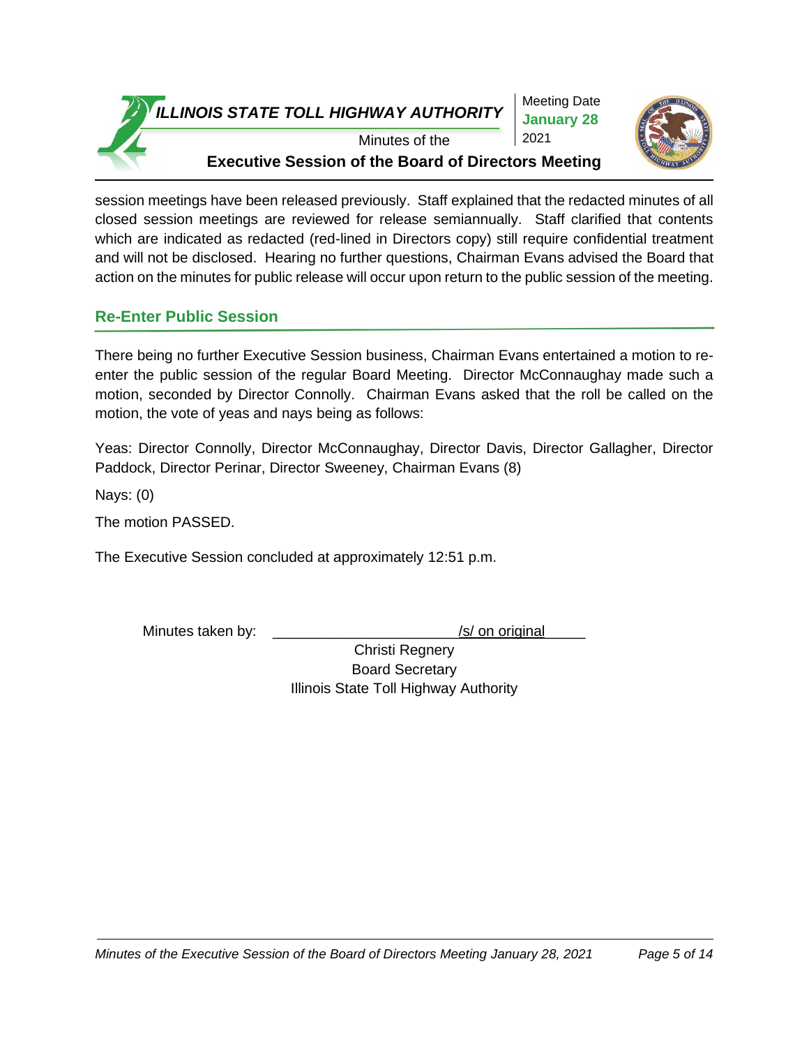session meetings have been released previously. Staff explained that the redacted minutes of all closed session meetings are reviewed for release semiannually. Staff clarified that contents which are indicated as redacted (red-lined in Directors copy) still require confidential treatment and will not be disclosed. Hearing no further questions, Chairman Evans advised the Board that action on the minutes for public release will occur upon return to the public session of the meeting.

## Re-Enter Public Session

There being no further Executive Session business, Chairman Evans entertained a motion to re-enter the public session of the regular Board Meeting. Director McConnaughay made such a motion, seconded by Director Connolly. Chairman Evans asked that the roll be called on the motion, the vote of yeas and nays being as follows:

Yeas: Director Connolly, Director McConnaughay, Director Davis, Director Gallagher, Director Paddock, Director Perinar, Director Sweeney, Chairman Evans (8)

Nays: (0)

The motion PASSED.

The Executive Session concluded at approximately 12:51 p.m.

Minutes taken by: ______________________/s/ on original_____

Christi Regnery
Board Secretary
Illinois State Toll Highway Authority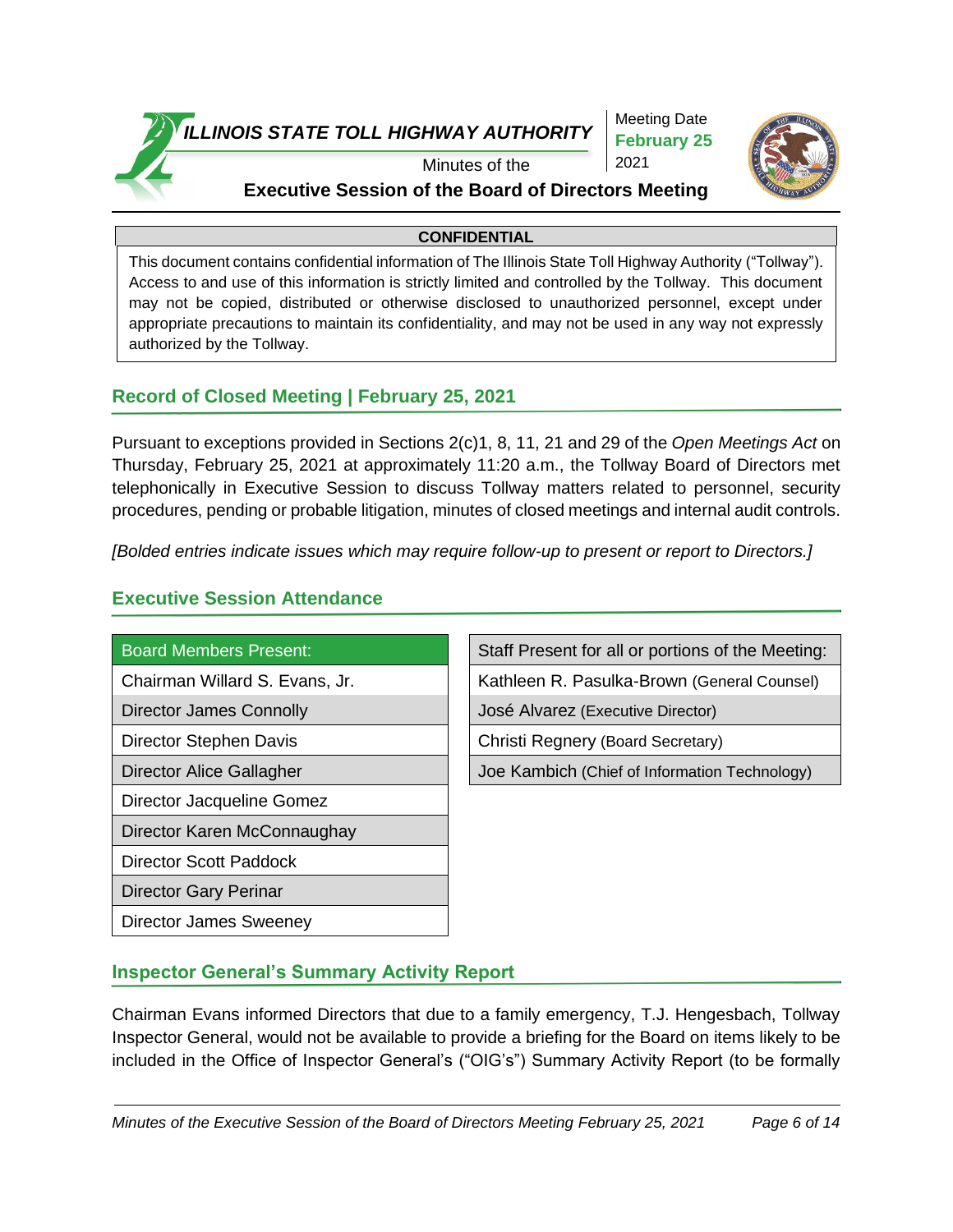# ILLINOIS STATE TOLL HIGHWAY AUTHORITY

Meeting Date **February 25** 2021

Minutes of the

**Executive Session of the Board of Directors Meeting**

| **CONFIDENTIAL** |
| --- |
| This document contains confidential information of The Illinois State Toll Highway Authority ("Tollway"). Access to and use of this information is strictly limited and controlled by the Tollway. This document may not be copied, distributed or otherwise disclosed to unauthorized personnel, except under appropriate precautions to maintain its confidentiality, and may not be used in any way not expressly authorized by the Tollway. |

## Record of Closed Meeting | February 25, 2021

Pursuant to exceptions provided in Sections 2(c)1, 8, 11, 21 and 29 of the *Open Meetings Act* on Thursday, February 25, 2021 at approximately 11:20 a.m., the Tollway Board of Directors met telephonically in Executive Session to discuss Tollway matters related to personnel, security procedures, pending or probable litigation, minutes of closed meetings and internal audit controls.

*[Bolded entries indicate issues which may require follow-up to present or report to Directors.]*

## Executive Session Attendance

| Board Members Present: |
| --- |
| Chairman Willard S. Evans, Jr. |
| Director James Connolly |
| Director Stephen Davis |
| Director Alice Gallagher |
| Director Jacqueline Gomez |
| Director Karen McConnaughay |
| Director Scott Paddock |
| Director Gary Perinar |
| Director James Sweeney |

| Staff Present for all or portions of the Meeting: |
| --- |
| Kathleen R. Pasulka-Brown (General Counsel) |
| José Alvarez (Executive Director) |
| Christi Regnery (Board Secretary) |
| Joe Kambich (Chief of Information Technology) |

## Inspector General's Summary Activity Report

Chairman Evans informed Directors that due to a family emergency, T.J. Hengesbach, Tollway Inspector General, would not be available to provide a briefing for the Board on items likely to be included in the Office of Inspector General's ("OIG's") Summary Activity Report (to be formally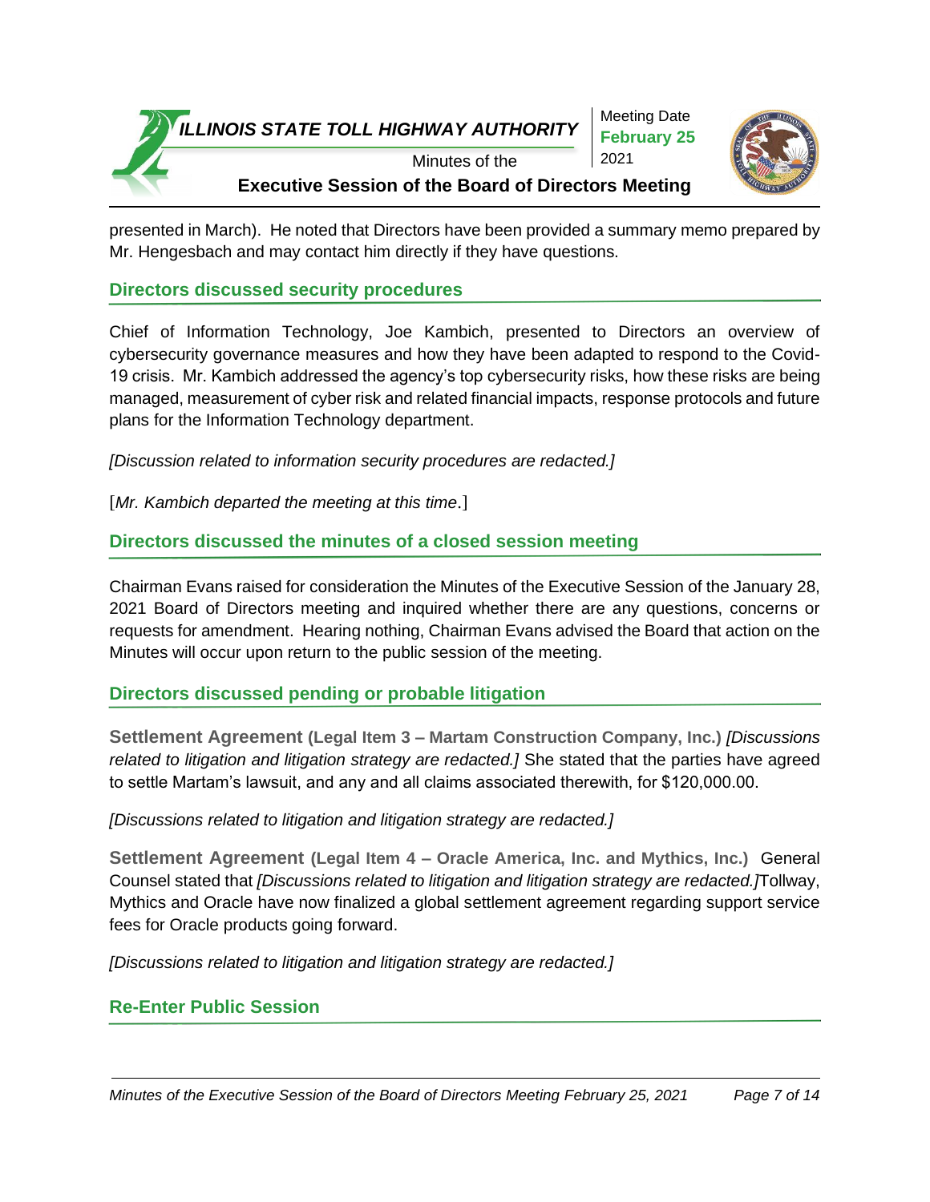presented in March). He noted that Directors have been provided a summary memo prepared by Mr. Hengesbach and may contact him directly if they have questions.

## Directors discussed security procedures

Chief of Information Technology, Joe Kambich, presented to Directors an overview of cybersecurity governance measures and how they have been adapted to respond to the Covid-19 crisis. Mr. Kambich addressed the agency's top cybersecurity risks, how these risks are being managed, measurement of cyber risk and related financial impacts, response protocols and future plans for the Information Technology department.

*[Discussion related to information security procedures are redacted.]*

[*Mr. Kambich departed the meeting at this time*.]

## Directors discussed the minutes of a closed session meeting

Chairman Evans raised for consideration the Minutes of the Executive Session of the January 28, 2021 Board of Directors meeting and inquired whether there are any questions, concerns or requests for amendment. Hearing nothing, Chairman Evans advised the Board that action on the Minutes will occur upon return to the public session of the meeting.

## Directors discussed pending or probable litigation

**Settlement Agreement (Legal Item 3 – Martam Construction Company, Inc.)** *[Discussions related to litigation and litigation strategy are redacted.]* She stated that the parties have agreed to settle Martam's lawsuit, and any and all claims associated therewith, for $120,000.00.

*[Discussions related to litigation and litigation strategy are redacted.]*

**Settlement Agreement (Legal Item 4 – Oracle America, Inc. and Mythics, Inc.)** General Counsel stated that *[Discussions related to litigation and litigation strategy are redacted.]*Tollway, Mythics and Oracle have now finalized a global settlement agreement regarding support service fees for Oracle products going forward.

*[Discussions related to litigation and litigation strategy are redacted.]*

## Re-Enter Public Session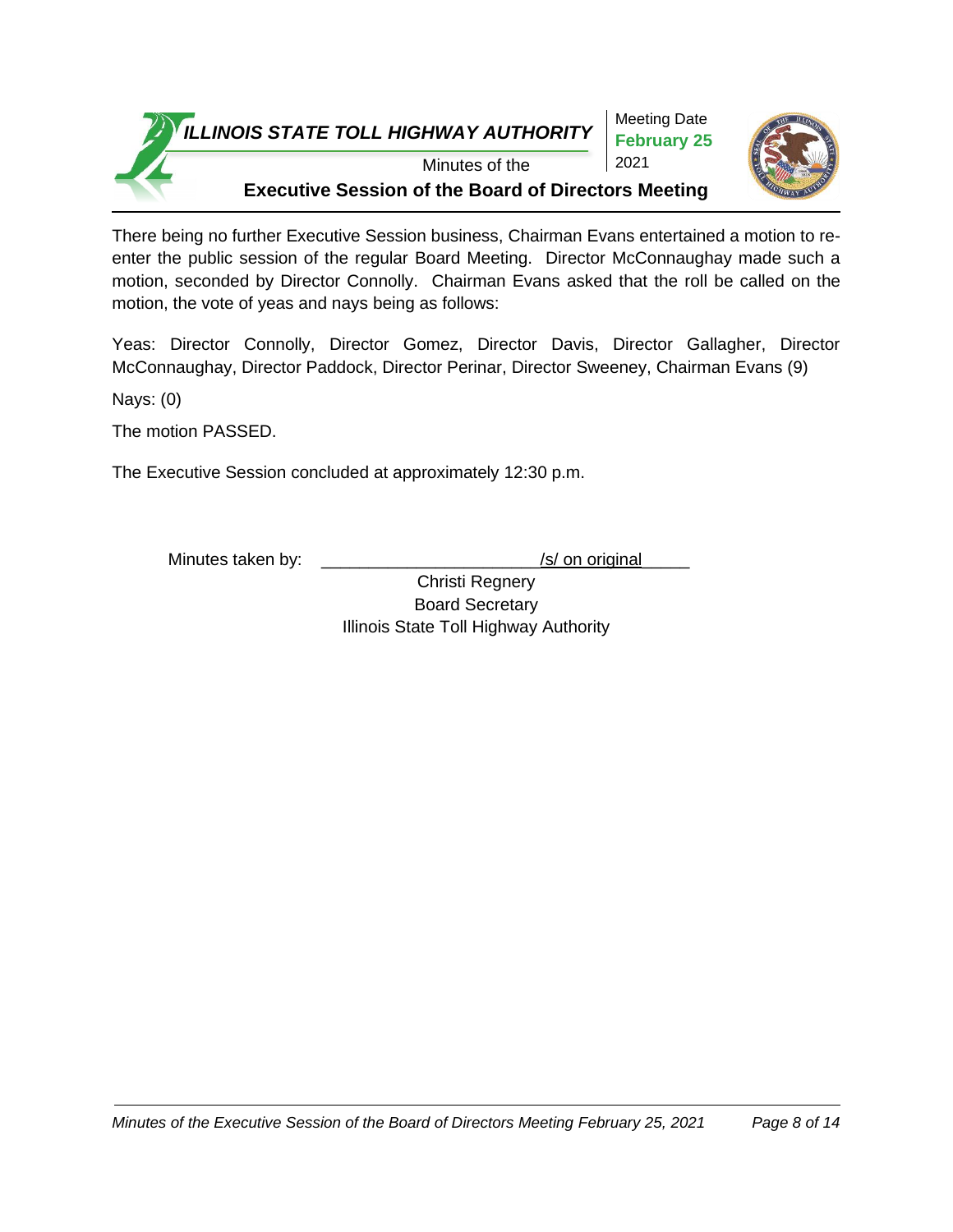There being no further Executive Session business, Chairman Evans entertained a motion to re-enter the public session of the regular Board Meeting. Director McConnaughay made such a motion, seconded by Director Connolly. Chairman Evans asked that the roll be called on the motion, the vote of yeas and nays being as follows:

Yeas: Director Connolly, Director Gomez, Director Davis, Director Gallagher, Director McConnaughay, Director Paddock, Director Perinar, Director Sweeney, Chairman Evans (9)

Nays: (0)

The motion PASSED.

The Executive Session concluded at approximately 12:30 p.m.

Minutes taken by: ______________________/s/ on original_____

Christi Regnery
Board Secretary
Illinois State Toll Highway Authority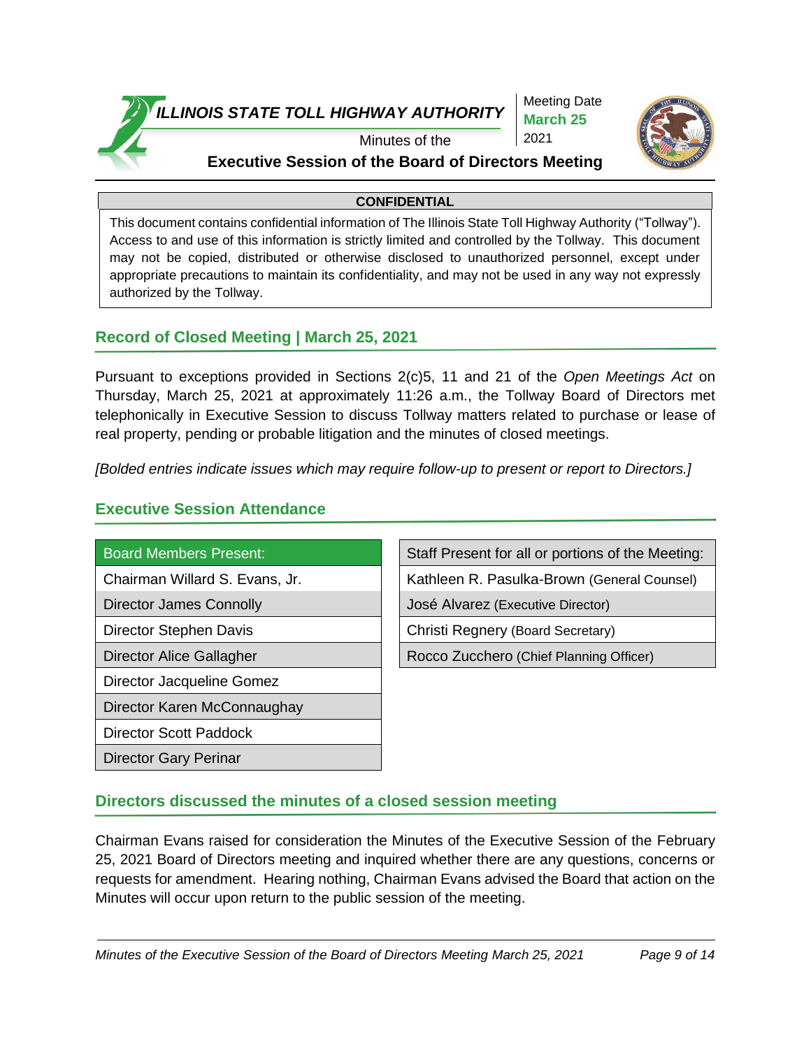# ILLINOIS STATE TOLL HIGHWAY AUTHORITY

Minutes of the

**Executive Session of the Board of Directors Meeting**

Meeting Date **March 25** 2021

**CONFIDENTIAL**

This document contains confidential information of The Illinois State Toll Highway Authority ("Tollway"). Access to and use of this information is strictly limited and controlled by the Tollway. This document may not be copied, distributed or otherwise disclosed to unauthorized personnel, except under appropriate precautions to maintain its confidentiality, and may not be used in any way not expressly authorized by the Tollway.

## Record of Closed Meeting | March 25, 2021

Pursuant to exceptions provided in Sections 2(c)5, 11 and 21 of the *Open Meetings Act* on Thursday, March 25, 2021 at approximately 11:26 a.m., the Tollway Board of Directors met telephonically in Executive Session to discuss Tollway matters related to purchase or lease of real property, pending or probable litigation and the minutes of closed meetings.

*[Bolded entries indicate issues which may require follow-up to present or report to Directors.]*

## Executive Session Attendance

| Board Members Present: |
|---|
| Chairman Willard S. Evans, Jr. |
| Director James Connolly |
| Director Stephen Davis |
| Director Alice Gallagher |
| Director Jacqueline Gomez |
| Director Karen McConnaughay |
| Director Scott Paddock |
| Director Gary Perinar |

| Staff Present for all or portions of the Meeting: |
|---|
| Kathleen R. Pasulka-Brown (General Counsel) |
| José Alvarez (Executive Director) |
| Christi Regnery (Board Secretary) |
| Rocco Zucchero (Chief Planning Officer) |

## Directors discussed the minutes of a closed session meeting

Chairman Evans raised for consideration the Minutes of the Executive Session of the February 25, 2021 Board of Directors meeting and inquired whether there are any questions, concerns or requests for amendment. Hearing nothing, Chairman Evans advised the Board that action on the Minutes will occur upon return to the public session of the meeting.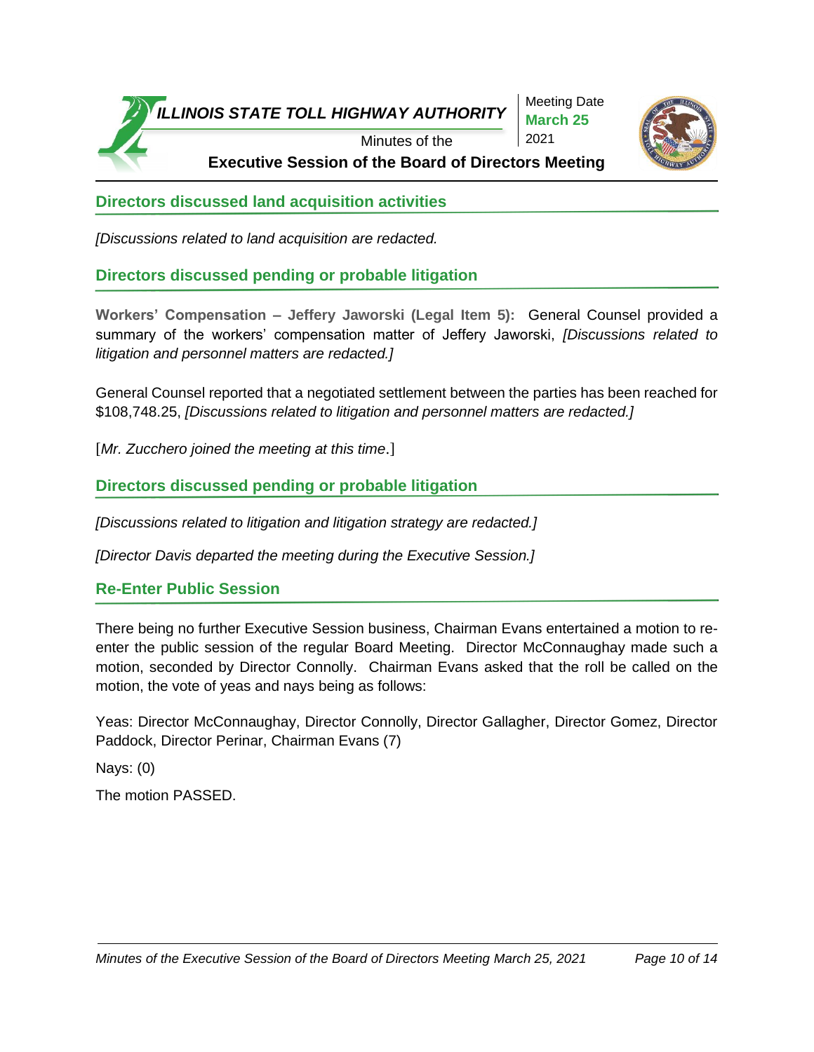## Directors discussed land acquisition activities

*[Discussions related to land acquisition are redacted.*

## Directors discussed pending or probable litigation

**Workers' Compensation – Jeffery Jaworski (Legal Item 5):** General Counsel provided a summary of the workers' compensation matter of Jeffery Jaworski, *[Discussions related to litigation and personnel matters are redacted.]*

General Counsel reported that a negotiated settlement between the parties has been reached for $108,748.25, *[Discussions related to litigation and personnel matters are redacted.]*

[*Mr. Zucchero joined the meeting at this time*.]

## Directors discussed pending or probable litigation

*[Discussions related to litigation and litigation strategy are redacted.]*

*[Director Davis departed the meeting during the Executive Session.]*

## Re-Enter Public Session

There being no further Executive Session business, Chairman Evans entertained a motion to re-enter the public session of the regular Board Meeting. Director McConnaughay made such a motion, seconded by Director Connolly. Chairman Evans asked that the roll be called on the motion, the vote of yeas and nays being as follows:

Yeas: Director McConnaughay, Director Connolly, Director Gallagher, Director Gomez, Director Paddock, Director Perinar, Chairman Evans (7)

Nays: (0)

The motion PASSED.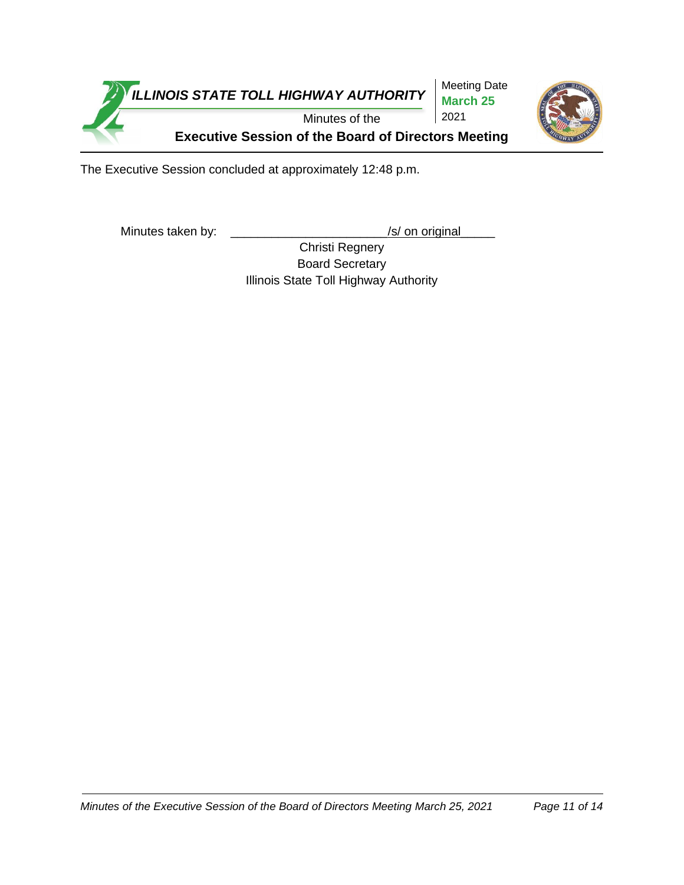The Executive Session concluded at approximately 12:48 p.m.

Minutes taken by: ______________________/s/ on original_____

Christi Regnery
Board Secretary
Illinois State Toll Highway Authority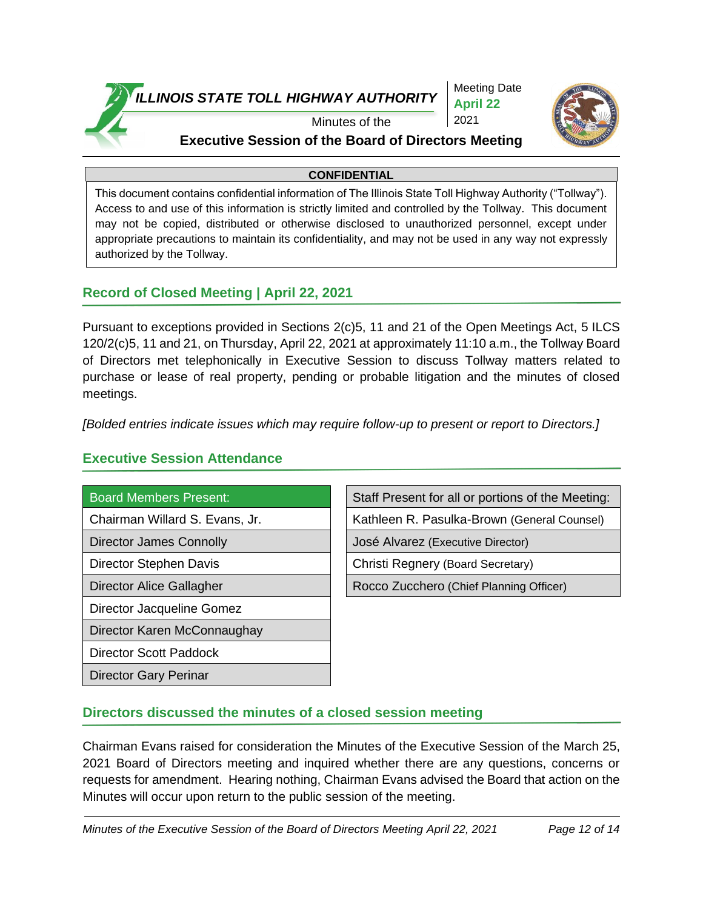**ILLINOIS STATE TOLL HIGHWAY AUTHORITY**

Minutes of the

**Executive Session of the Board of Directors Meeting**

Meeting Date **April 22** 2021

**CONFIDENTIAL**

This document contains confidential information of The Illinois State Toll Highway Authority ("Tollway"). Access to and use of this information is strictly limited and controlled by the Tollway. This document may not be copied, distributed or otherwise disclosed to unauthorized personnel, except under appropriate precautions to maintain its confidentiality, and may not be used in any way not expressly authorized by the Tollway.

## Record of Closed Meeting | April 22, 2021

Pursuant to exceptions provided in Sections 2(c)5, 11 and 21 of the Open Meetings Act, 5 ILCS 120/2(c)5, 11 and 21, on Thursday, April 22, 2021 at approximately 11:10 a.m., the Tollway Board of Directors met telephonically in Executive Session to discuss Tollway matters related to purchase or lease of real property, pending or probable litigation and the minutes of closed meetings.

*[Bolded entries indicate issues which may require follow-up to present or report to Directors.]*

## Executive Session Attendance

| Board Members Present: |
|---|
| Chairman Willard S. Evans, Jr. |
| Director James Connolly |
| Director Stephen Davis |
| Director Alice Gallagher |
| Director Jacqueline Gomez |
| Director Karen McConnaughay |
| Director Scott Paddock |
| Director Gary Perinar |

| Staff Present for all or portions of the Meeting: |
|---|
| Kathleen R. Pasulka-Brown (General Counsel) |
| José Alvarez (Executive Director) |
| Christi Regnery (Board Secretary) |
| Rocco Zucchero (Chief Planning Officer) |

## Directors discussed the minutes of a closed session meeting

Chairman Evans raised for consideration the Minutes of the Executive Session of the March 25, 2021 Board of Directors meeting and inquired whether there are any questions, concerns or requests for amendment. Hearing nothing, Chairman Evans advised the Board that action on the Minutes will occur upon return to the public session of the meeting.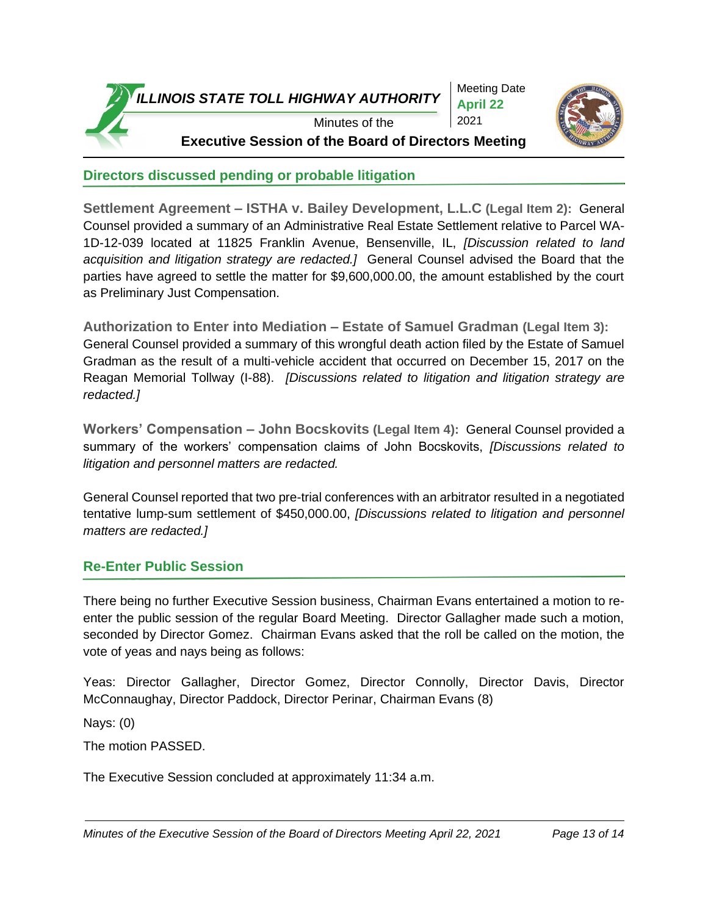## Directors discussed pending or probable litigation

**Settlement Agreement – ISTHA v. Bailey Development, L.L.C (Legal Item 2):** General Counsel provided a summary of an Administrative Real Estate Settlement relative to Parcel WA-1D-12-039 located at 11825 Franklin Avenue, Bensenville, IL, *[Discussion related to land acquisition and litigation strategy are redacted.]* General Counsel advised the Board that the parties have agreed to settle the matter for $9,600,000.00, the amount established by the court as Preliminary Just Compensation.

**Authorization to Enter into Mediation – Estate of Samuel Gradman (Legal Item 3):** General Counsel provided a summary of this wrongful death action filed by the Estate of Samuel Gradman as the result of a multi-vehicle accident that occurred on December 15, 2017 on the Reagan Memorial Tollway (I-88). *[Discussions related to litigation and litigation strategy are redacted.]*

**Workers' Compensation – John Bocskovits (Legal Item 4):** General Counsel provided a summary of the workers' compensation claims of John Bocskovits, *[Discussions related to litigation and personnel matters are redacted.*

General Counsel reported that two pre-trial conferences with an arbitrator resulted in a negotiated tentative lump-sum settlement of $450,000.00, *[Discussions related to litigation and personnel matters are redacted.]*

## Re-Enter Public Session

There being no further Executive Session business, Chairman Evans entertained a motion to re-enter the public session of the regular Board Meeting. Director Gallagher made such a motion, seconded by Director Gomez. Chairman Evans asked that the roll be called on the motion, the vote of yeas and nays being as follows:

Yeas: Director Gallagher, Director Gomez, Director Connolly, Director Davis, Director McConnaughay, Director Paddock, Director Perinar, Chairman Evans (8)

Nays: (0)

The motion PASSED.

The Executive Session concluded at approximately 11:34 a.m.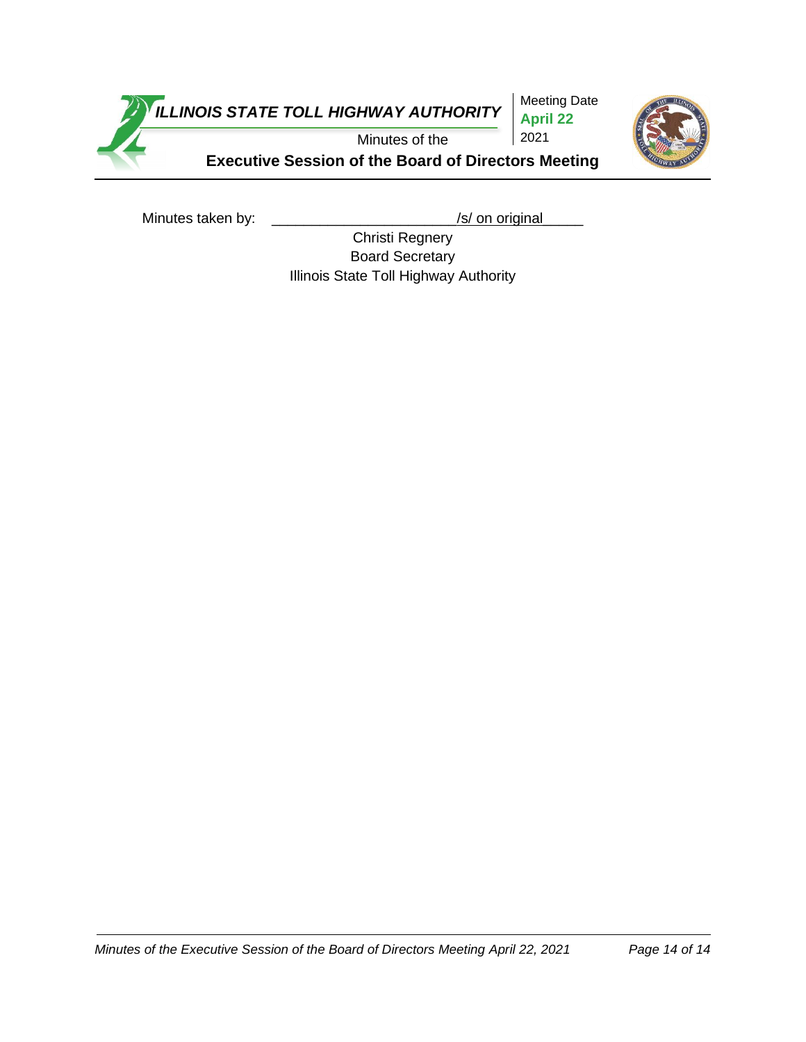Minutes taken by: ______________________/s/ on original_____

Christi Regnery
Board Secretary
Illinois State Toll Highway Authority